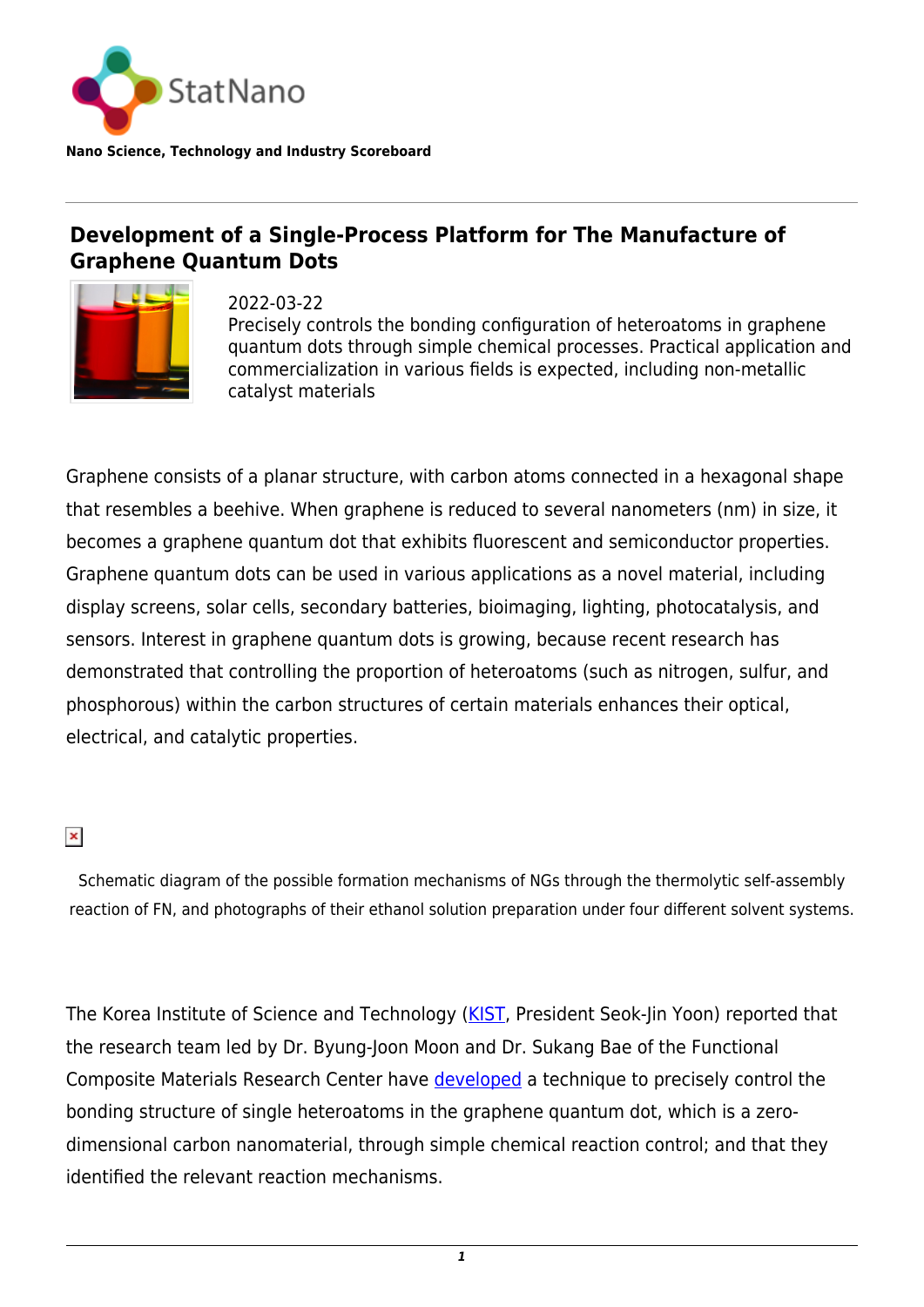StatNano

**Nano Science, Technology and Industry Scoreboard**

# Development of a Single-Process Platform for The Manufacture of Graphene Quantum Dots

2022-03-22

Precisely controls the bonding configuration of heteroatoms in graphene quantum dots through simple chemical processes. Practical application and commercialization in various fields is expected, including non-metallic catalyst materials

Graphene consists of a planar structure, with carbon atoms connected in a hexagonal shape that resembles a beehive. When graphene is reduced to several nanometers (nm) in size, it becomes a graphene quantum dot that exhibits fluorescent and semiconductor properties. Graphene quantum dots can be used in various applications as a novel material, including display screens, solar cells, secondary batteries, bioimaging, lighting, photocatalysis, and sensors. Interest in graphene quantum dots is growing, because recent research has demonstrated that controlling the proportion of heteroatoms (such as nitrogen, sulfur, and phosphorous) within the carbon structures of certain materials enhances their optical, electrical, and catalytic properties.

Schematic diagram of the possible formation mechanisms of NGs through the thermolytic self-assembly reaction of FN, and photographs of their ethanol solution preparation under four different solvent systems.

The Korea Institute of Science and Technology (KIST, President Seok-Jin Yoon) reported that the research team led by Dr. Byung-Joon Moon and Dr. Sukang Bae of the Functional Composite Materials Research Center have developed a technique to precisely control the bonding structure of single heteroatoms in the graphene quantum dot, which is a zero-dimensional carbon nanomaterial, through simple chemical reaction control; and that they identified the relevant reaction mechanisms.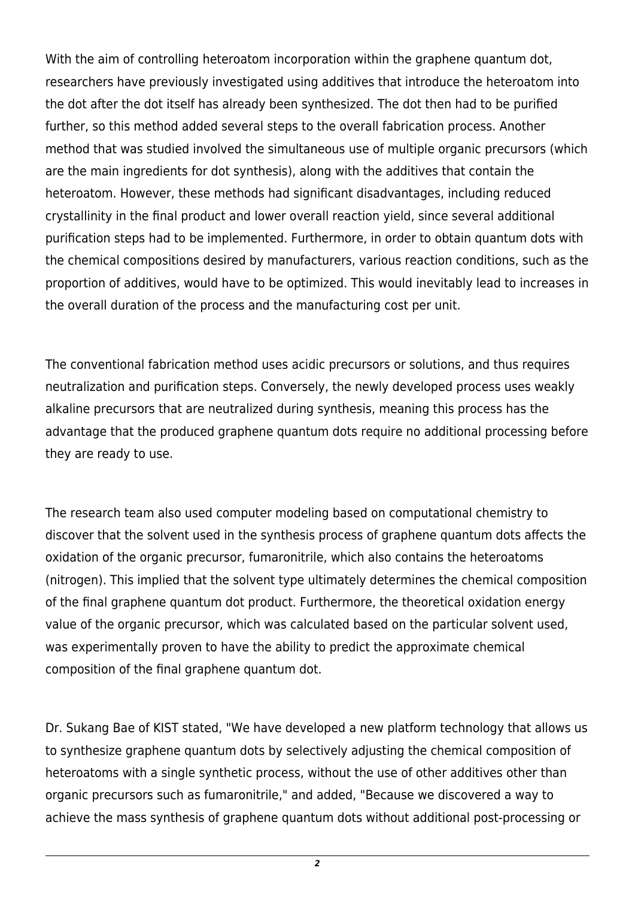With the aim of controlling heteroatom incorporation within the graphene quantum dot, researchers have previously investigated using additives that introduce the heteroatom into the dot after the dot itself has already been synthesized. The dot then had to be purified further, so this method added several steps to the overall fabrication process. Another method that was studied involved the simultaneous use of multiple organic precursors (which are the main ingredients for dot synthesis), along with the additives that contain the heteroatom. However, these methods had significant disadvantages, including reduced crystallinity in the final product and lower overall reaction yield, since several additional purification steps had to be implemented. Furthermore, in order to obtain quantum dots with the chemical compositions desired by manufacturers, various reaction conditions, such as the proportion of additives, would have to be optimized. This would inevitably lead to increases in the overall duration of the process and the manufacturing cost per unit.

The conventional fabrication method uses acidic precursors or solutions, and thus requires neutralization and purification steps. Conversely, the newly developed process uses weakly alkaline precursors that are neutralized during synthesis, meaning this process has the advantage that the produced graphene quantum dots require no additional processing before they are ready to use.

The research team also used computer modeling based on computational chemistry to discover that the solvent used in the synthesis process of graphene quantum dots affects the oxidation of the organic precursor, fumaronitrile, which also contains the heteroatoms (nitrogen). This implied that the solvent type ultimately determines the chemical composition of the final graphene quantum dot product. Furthermore, the theoretical oxidation energy value of the organic precursor, which was calculated based on the particular solvent used, was experimentally proven to have the ability to predict the approximate chemical composition of the final graphene quantum dot.

Dr. Sukang Bae of KIST stated, "We have developed a new platform technology that allows us to synthesize graphene quantum dots by selectively adjusting the chemical composition of heteroatoms with a single synthetic process, without the use of other additives other than organic precursors such as fumaronitrile," and added, "Because we discovered a way to achieve the mass synthesis of graphene quantum dots without additional post-processing or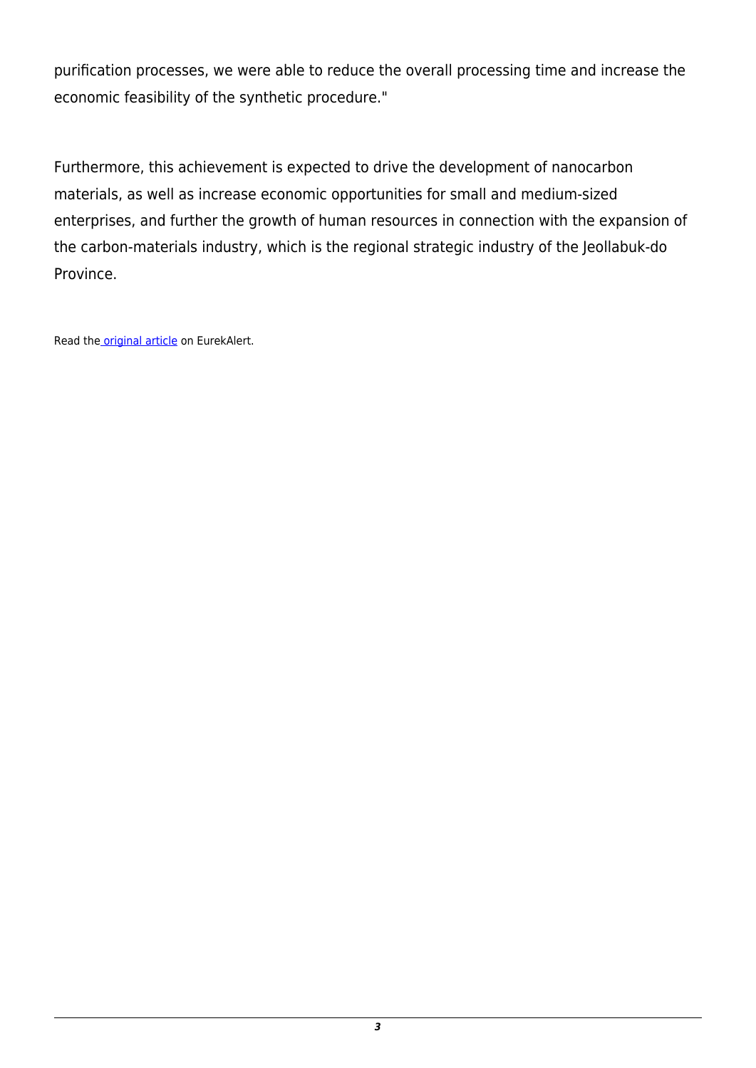purification processes, we were able to reduce the overall processing time and increase the economic feasibility of the synthetic procedure."

Furthermore, this achievement is expected to drive the development of nanocarbon materials, as well as increase economic opportunities for small and medium-sized enterprises, and further the growth of human resources in connection with the expansion of the carbon-materials industry, which is the regional strategic industry of the Jeollabuk-do Province.

Read the original article on EurekAlert.